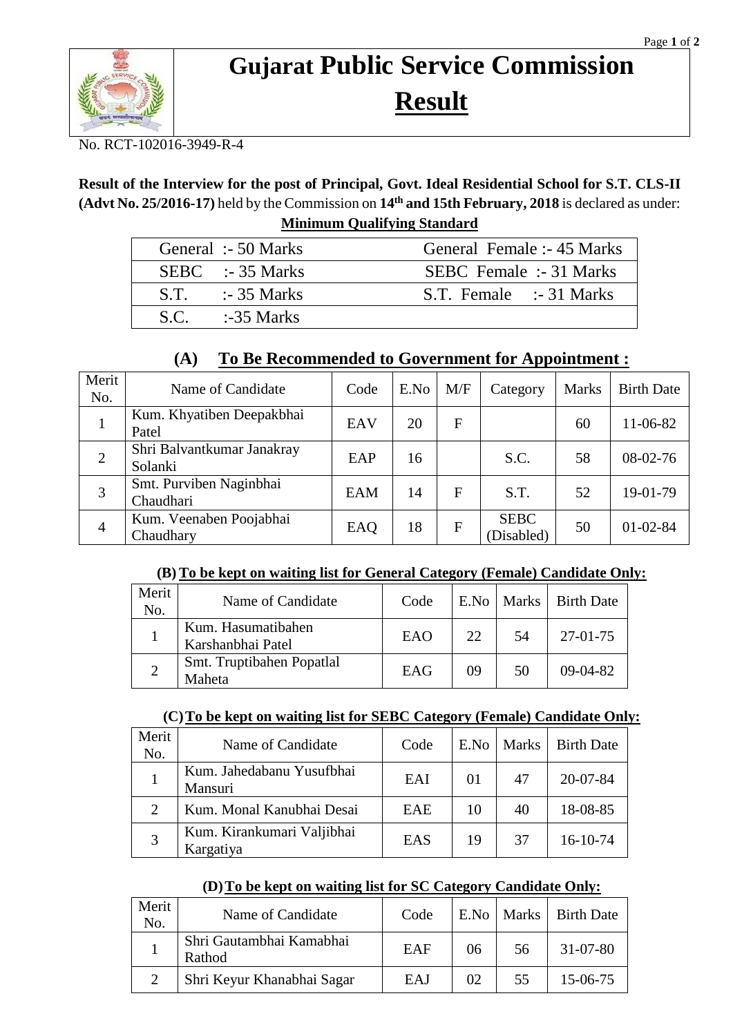# Gujarat Public Service Commission

## Result

No. RCT-102016-3949-R-4

**Result of the Interview for the post of Principal, Govt. Ideal Residential School for S.T. CLS-II (Advt No. 25/2016-17)** held by the Commission on **14th and 15th February, 2018** is declared as under:

**Minimum Qualifying Standard**

| | |
|---|---|
| General :- 50 Marks | General Female :- 45 Marks |
| SEBC :- 35 Marks | SEBC Female :- 31 Marks |
| S.T. :- 35 Marks | S.T. Female :- 31 Marks |
| S.C. :-35 Marks | |

### (A) To Be Recommended to Government for Appointment :

| Merit No. | Name of Candidate | Code | E.No | M/F | Category | Marks | Birth Date |
|---|---|---|---|---|---|---|---|
| 1 | Kum. Khyatiben Deepakbhai Patel | EAV | 20 | F | | 60 | 11-06-82 |
| 2 | Shri Balvantkumar Janakray Solanki | EAP | 16 | | S.C. | 58 | 08-02-76 |
| 3 | Smt. Purviben Naginbhai Chaudhari | EAM | 14 | F | S.T. | 52 | 19-01-79 |
| 4 | Kum. Veenaben Poojabhai Chaudhary | EAQ | 18 | F | SEBC (Disabled) | 50 | 01-02-84 |

### (B) To be kept on waiting list for General Category (Female) Candidate Only:

| Merit No. | Name of Candidate | Code | E.No | Marks | Birth Date |
|---|---|---|---|---|---|
| 1 | Kum. Hasumatibahen Karshanbhai Patel | EAO | 22 | 54 | 27-01-75 |
| 2 | Smt. Truptibahen Popatlal Maheta | EAG | 09 | 50 | 09-04-82 |

### (C) To be kept on waiting list for SEBC Category (Female) Candidate Only:

| Merit No. | Name of Candidate | Code | E.No | Marks | Birth Date |
|---|---|---|---|---|---|
| 1 | Kum. Jahedabanu Yusufbhai Mansuri | EAI | 01 | 47 | 20-07-84 |
| 2 | Kum. Monal Kanubhai Desai | EAE | 10 | 40 | 18-08-85 |
| 3 | Kum. Kirankumari Valjibhai Kargatiya | EAS | 19 | 37 | 16-10-74 |

### (D) To be kept on waiting list for SC Category Candidate Only:

| Merit No. | Name of Candidate | Code | E.No | Marks | Birth Date |
|---|---|---|---|---|---|
| 1 | Shri Gautambhai Kamabhai Rathod | EAF | 06 | 56 | 31-07-80 |
| 2 | Shri Keyur Khanabhai Sagar | EAJ | 02 | 55 | 15-06-75 |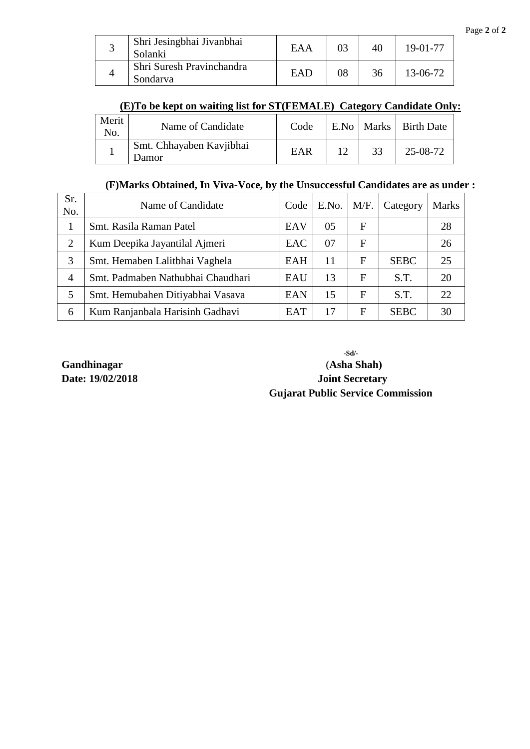| | | | | | |
|---|---|---|---|---|---|
| 3 | Shri Jesingbhai Jivanbhai Solanki | EAA | 03 | 40 | 19-01-77 |
| 4 | Shri Suresh Pravinchandra Sondarva | EAD | 08 | 36 | 13-06-72 |

**(E)To be kept on waiting list for ST(FEMALE) Category Candidate Only:**

| Merit No. | Name of Candidate | Code | E.No | Marks | Birth Date |
|---|---|---|---|---|---|
| 1 | Smt. Chhayaben Kavjibhai Damor | EAR | 12 | 33 | 25-08-72 |

**(F)Marks Obtained, In Viva-Voce, by the Unsuccessful Candidates are as under :**

| Sr. No. | Name of Candidate | Code | E.No. | M/F. | Category | Marks |
|---|---|---|---|---|---|---|
| 1 | Smt. Rasila Raman Patel | EAV | 05 | F | | 28 |
| 2 | Kum Deepika Jayantilal Ajmeri | EAC | 07 | F | | 26 |
| 3 | Smt. Hemaben Lalitbhai Vaghela | EAH | 11 | F | SEBC | 25 |
| 4 | Smt. Padmaben Nathubhai Chaudhari | EAU | 13 | F | S.T. | 20 |
| 5 | Smt. Hemubahen Ditiyabhai Vasava | EAN | 15 | F | S.T. | 22 |
| 6 | Kum Ranjanbala Harisinh Gadhavi | EAT | 17 | F | SEBC | 30 |

-Sd/-

**Gandhinagar**
**Date: 19/02/2018**

(**Asha Shah)**
**Joint Secretary**
**Gujarat Public Service Commission**